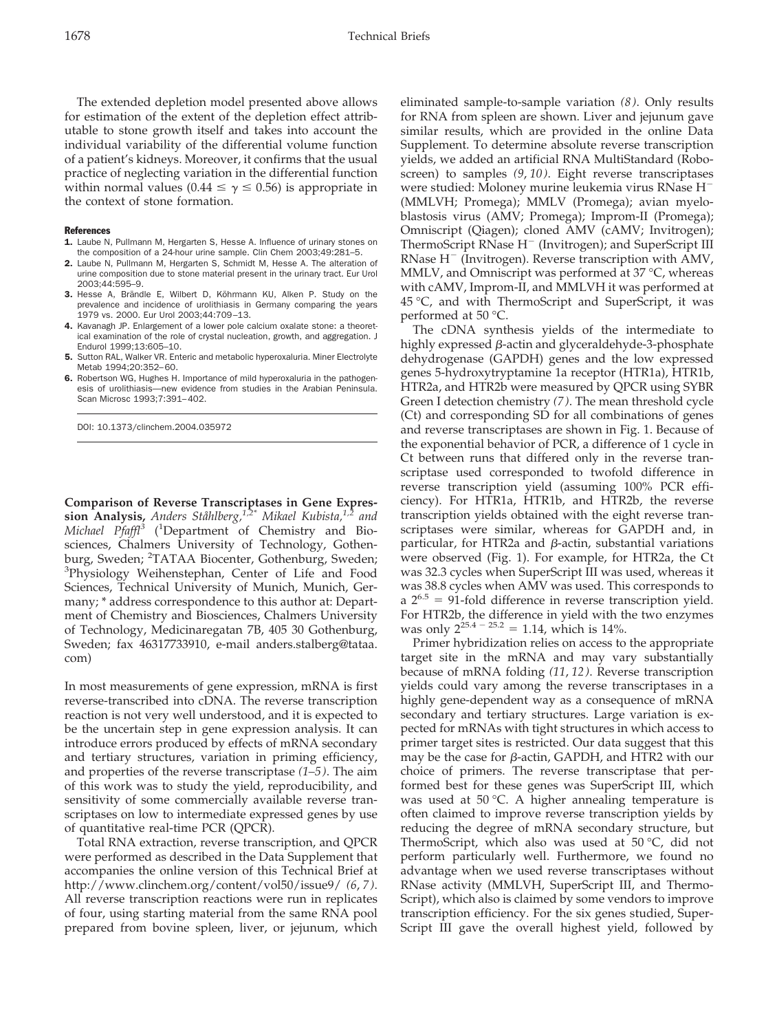The extended depletion model presented above allows for estimation of the extent of the depletion effect attributable to stone growth itself and takes into account the individual variability of the differential volume function of a patient's kidneys. Moreover, it confirms that the usual practice of neglecting variation in the differential function within normal values ($0.44 \leq \gamma \leq 0.56$) is appropriate in the context of stone formation.

#### References

1. Laube N, Pullmann M, Hergarten S, Hesse A. Influence of urinary stones on the composition of a 24-hour urine sample. Clin Chem 2003;49:281–5.
2. Laube N, Pullmann M, Hergarten S, Schmidt M, Hesse A. The alteration of urine composition due to stone material present in the urinary tract. Eur Urol 2003;44:595–9.
3. Hesse A, Brändle E, Wilbert D, Köhrmann KU, Alken P. Study on the prevalence and incidence of urolithiasis in Germany comparing the years 1979 vs. 2000. Eur Urol 2003;44:709–13.
4. Kavanagh JP. Enlargement of a lower pole calcium oxalate stone: a theoretical examination of the role of crystal nucleation, growth, and aggregation. J Endurol 1999;13:605–10.
5. Sutton RAL, Walker VR. Enteric and metabolic hyperoxaluria. Miner Electrolyte Metab 1994;20:352–60.
6. Robertson WG, Hughes H. Importance of mild hyperoxaluria in the pathogenesis of urolithiasis—new evidence from studies in the Arabian Peninsula. Scan Microsc 1993;7:391–402.

DOI: 10.1373/clinchem.2004.035972

**Comparison of Reverse Transcriptases in Gene Expression Analysis,** *Anders Ståhlberg,[1,2*] Mikael Kubista,[1,2] and Michael Pfaffl[3]* ([1]Department of Chemistry and Biosciences, Chalmers University of Technology, Gothenburg, Sweden; [2]TATAA Biocenter, Gothenburg, Sweden; [3]Physiology Weihenstephan, Center of Life and Food Sciences, Technical University of Munich, Munich, Germany; * address correspondence to this author at: Department of Chemistry and Biosciences, Chalmers University of Technology, Medicinaregatan 7B, 405 30 Gothenburg, Sweden; fax 46317733910, e-mail anders.stalberg@tataa.com)

In most measurements of gene expression, mRNA is first reverse-transcribed into cDNA. The reverse transcription reaction is not very well understood, and it is expected to be the uncertain step in gene expression analysis. It can introduce errors produced by effects of mRNA secondary and tertiary structures, variation in priming efficiency, and properties of the reverse transcriptase *(1–5)*. The aim of this work was to study the yield, reproducibility, and sensitivity of some commercially available reverse transcriptases on low to intermediate expressed genes by use of quantitative real-time PCR (QPCR).

Total RNA extraction, reverse transcription, and QPCR were performed as described in the Data Supplement that accompanies the online version of this Technical Brief at http://www.clinchem.org/content/vol50/issue9/ *(6, 7)*. All reverse transcription reactions were run in replicates of four, using starting material from the same RNA pool prepared from bovine spleen, liver, or jejunum, which eliminated sample-to-sample variation *(8)*. Only results for RNA from spleen are shown. Liver and jejunum gave similar results, which are provided in the online Data Supplement. To determine absolute reverse transcription yields, we added an artificial RNA MultiStandard (Roboscreen) to samples *(9, 10)*. Eight reverse transcriptases were studied: Moloney murine leukemia virus RNase $H^-$ (MMLVH; Promega); MMLV (Promega); avian myeloblastosis virus (AMV; Promega); Improm-II (Promega); Omniscript (Qiagen); cloned AMV (cAMV; Invitrogen); ThermoScript RNase $H^-$ (Invitrogen); and SuperScript III RNase $H^-$ (Invitrogen). Reverse transcription with AMV, MMLV, and Omniscript was performed at 37 °C, whereas with cAMV, Improm-II, and MMLVH it was performed at 45 °C, and with ThermoScript and SuperScript, it was performed at 50 °C.

The cDNA synthesis yields of the intermediate to highly expressed β-actin and glyceraldehyde-3-phosphate dehydrogenase (GAPDH) genes and the low expressed genes 5-hydroxytryptamine 1a receptor (HTR1a), HTR1b, HTR2a, and HTR2b were measured by QPCR using SYBR Green I detection chemistry *(7)*. The mean threshold cycle (Ct) and corresponding SD for all combinations of genes and reverse transcriptases are shown in Fig. 1. Because of the exponential behavior of PCR, a difference of 1 cycle in Ct between runs that differed only in the reverse transcriptase used corresponded to twofold difference in reverse transcription yield (assuming 100% PCR efficiency). For HTR1a, HTR1b, and HTR2b, the reverse transcription yields obtained with the eight reverse transcriptases were similar, whereas for GAPDH and, in particular, for HTR2a and β-actin, substantial variations were observed (Fig. 1). For example, for HTR2a, the Ct was 32.3 cycles when SuperScript III was used, whereas it was 38.8 cycles when AMV was used. This corresponds to a $2^{6.5} = 91$-fold difference in reverse transcription yield. For HTR2b, the difference in yield with the two enzymes was only $2^{25.4 - 25.2} = 1.14$, which is 14%.

Primer hybridization relies on access to the appropriate target site in the mRNA and may vary substantially because of mRNA folding *(11, 12)*. Reverse transcription yields could vary among the reverse transcriptases in a highly gene-dependent way as a consequence of mRNA secondary and tertiary structures. Large variation is expected for mRNAs with tight structures in which access to primer target sites is restricted. Our data suggest that this may be the case for β-actin, GAPDH, and HTR2 with our choice of primers. The reverse transcriptase that performed best for these genes was SuperScript III, which was used at 50 °C. A higher annealing temperature is often claimed to improve reverse transcription yields by reducing the degree of mRNA secondary structure, but ThermoScript, which also was used at 50 °C, did not perform particularly well. Furthermore, we found no advantage when we used reverse transcriptases without RNase activity (MMLVH, SuperScript III, and ThermoScript), which also is claimed by some vendors to improve transcription efficiency. For the six genes studied, SuperScript III gave the overall highest yield, followed by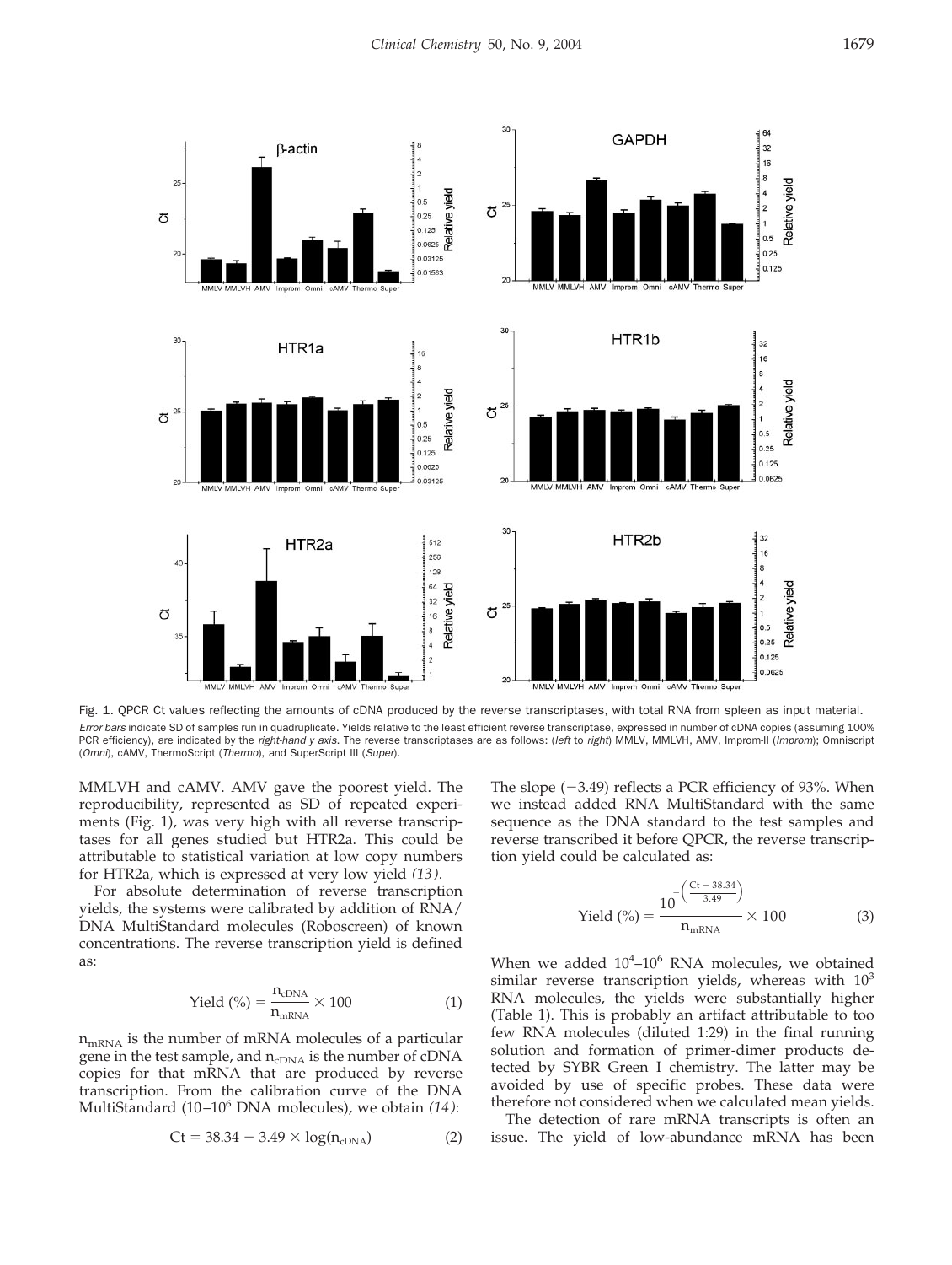Fig. 1. QPCR Ct values reflecting the amounts of cDNA produced by the reverse transcriptases, with total RNA from spleen as input material.

*Error bars* indicate SD of samples run in quadruplicate. Yields relative to the least efficient reverse transcriptase, expressed in number of cDNA copies (assuming 100% PCR efficiency), are indicated by the *right-hand y axis*. The reverse transcriptases are as follows: (*left* to *right*) MMLV, MMLVH, AMV, Improm-II (*Improm*); Omniscript (*Omni*), cAMV, ThermoScript (*Thermo*), and SuperScript III (*Super*).

MMLVH and cAMV. AMV gave the poorest yield. The reproducibility, represented as SD of repeated experiments (Fig. 1), was very high with all reverse transcriptases for all genes studied but HTR2a. This could be attributable to statistical variation at low copy numbers for HTR2a, which is expressed at very low yield *(13)*.

For absolute determination of reverse transcription yields, the systems were calibrated by addition of RNA/DNA MultiStandard molecules (Roboscreen) of known concentrations. The reverse transcription yield is defined as:

$$\text{Yield (\%)} = \frac{n_{cDNA}}{n_{mRNA}} \times 100 \tag{1}$$

$n_{mRNA}$ is the number of mRNA molecules of a particular gene in the test sample, and $n_{cDNA}$ is the number of cDNA copies for that mRNA that are produced by reverse transcription. From the calibration curve of the DNA MultiStandard (10–$10^6$ DNA molecules), we obtain *(14)*:

$$\text{Ct} = 38.34 - 3.49 \times \log(n_{cDNA}) \tag{2}$$

The slope (−3.49) reflects a PCR efficiency of 93%. When we instead added RNA MultiStandard with the same sequence as the DNA standard to the test samples and reverse transcribed it before QPCR, the reverse transcription yield could be calculated as:

$$\text{Yield (\%)} = \frac{10^{-\left(\frac{\text{Ct} - 38.34}{3.49}\right)}}{n_{mRNA}} \times 100 \tag{3}$$

When we added $10^4$–$10^6$ RNA molecules, we obtained similar reverse transcription yields, whereas with $10^3$ RNA molecules, the yields were substantially higher (Table 1). This is probably an artifact attributable to too few RNA molecules (diluted 1:29) in the final running solution and formation of primer-dimer products detected by SYBR Green I chemistry. The latter may be avoided by use of specific probes. These data were therefore not considered when we calculated mean yields.

The detection of rare mRNA transcripts is often an issue. The yield of low-abundance mRNA has been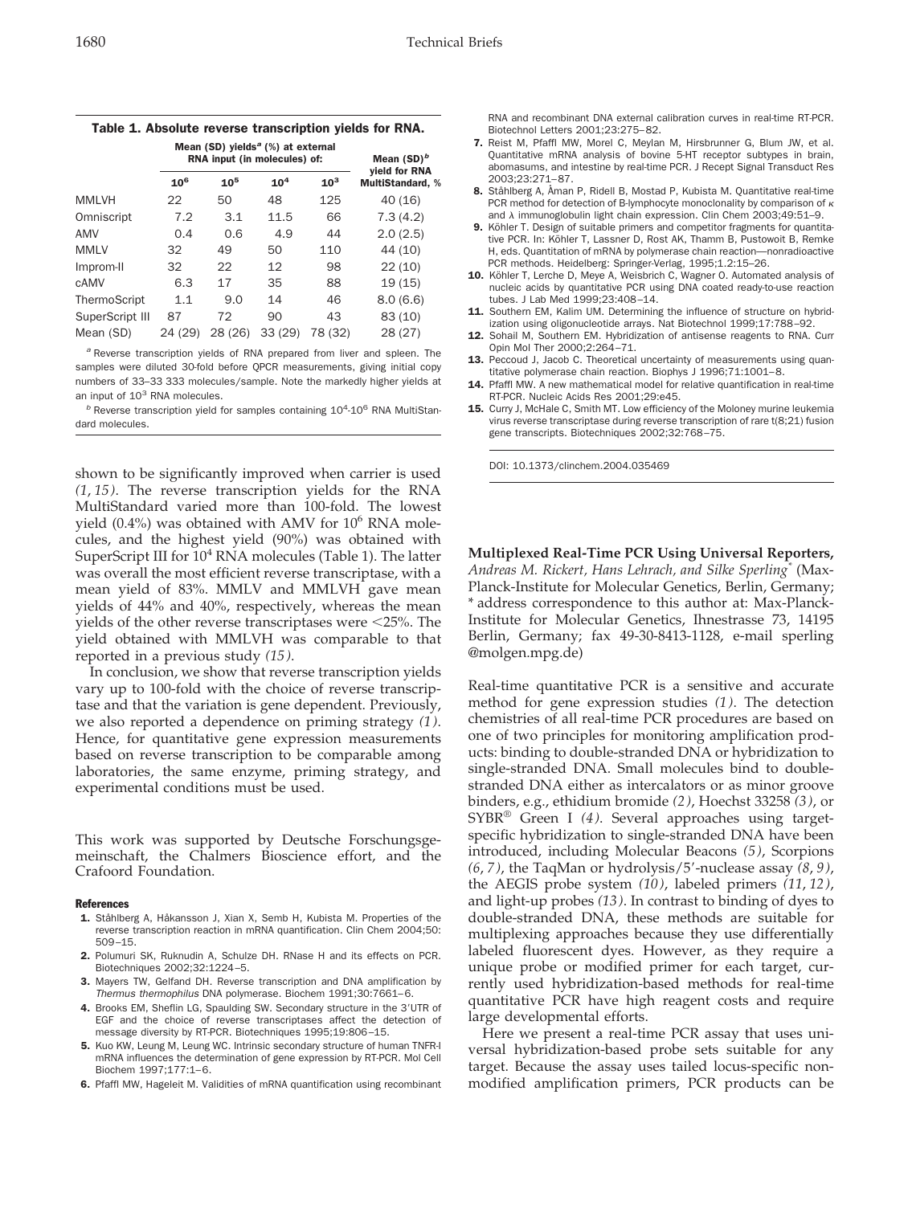**Table 1. Absolute reverse transcription yields for RNA.**

| | Mean (SD) yields[a] (%) at external RNA input (in molecules) of: | | | | Mean (SD)[b] yield for RNA MultiStandard, % |
|---|---|---|---|---|---|
| | $10^6$ | $10^5$ | $10^4$ | $10^3$ | |
| MMLVH | 22 | 50 | 48 | 125 | 40 (16) |
| Omniscript | 7.2 | 3.1 | 11.5 | 66 | 7.3 (4.2) |
| AMV | 0.4 | 0.6 | 4.9 | 44 | 2.0 (2.5) |
| MMLV | 32 | 49 | 50 | 110 | 44 (10) |
| Improm-II | 32 | 22 | 12 | 98 | 22 (10) |
| cAMV | 6.3 | 17 | 35 | 88 | 19 (15) |
| ThermoScript | 1.1 | 9.0 | 14 | 46 | 8.0 (6.6) |
| SuperScript III | 87 | 72 | 90 | 43 | 83 (10) |
| Mean (SD) | 24 (29) | 28 (26) | 33 (29) | 78 (32) | 28 (27) |

[a] Reverse transcription yields of RNA prepared from liver and spleen. The samples were diluted 30-fold before QPCR measurements, giving initial copy numbers of 33–33 333 molecules/sample. Note the markedly higher yields at an input of $10^3$ RNA molecules.

[b] Reverse transcription yield for samples containing $10^4$-$10^6$ RNA MultiStandard molecules.

shown to be significantly improved when carrier is used *(1, 15)*. The reverse transcription yields for the RNA MultiStandard varied more than 100-fold. The lowest yield (0.4%) was obtained with AMV for $10^6$ RNA molecules, and the highest yield (90%) was obtained with SuperScript III for $10^4$ RNA molecules (Table 1). The latter was overall the most efficient reverse transcriptase, with a mean yield of 83%. MMLV and MMLVH gave mean yields of 44% and 40%, respectively, whereas the mean yields of the other reverse transcriptases were <25%. The yield obtained with MMLVH was comparable to that reported in a previous study *(15)*.

In conclusion, we show that reverse transcription yields vary up to 100-fold with the choice of reverse transcriptase and that the variation is gene dependent. Previously, we also reported a dependence on priming strategy *(1)*. Hence, for quantitative gene expression measurements based on reverse transcription to be comparable among laboratories, the same enzyme, priming strategy, and experimental conditions must be used.

This work was supported by Deutsche Forschungsgemeinschaft, the Chalmers Bioscience effort, and the Crafoord Foundation.

### References

1. Ståhlberg A, Håkansson J, Xian X, Semb H, Kubista M. Properties of the reverse transcription reaction in mRNA quantification. Clin Chem 2004;50:509–15.
2. Polumuri SK, Ruknudin A, Schulze DH. RNase H and its effects on PCR. Biotechniques 2002;32:1224–5.
3. Mayers TW, Gelfand DH. Reverse transcription and DNA amplification by *Thermus thermophilus* DNA polymerase. Biochem 1991;30:7661–6.
4. Brooks EM, Sheflin LG, Spaulding SW. Secondary structure in the 3′UTR of EGF and the choice of reverse transcriptases affect the detection of message diversity by RT-PCR. Biotechniques 1995;19:806–15.
5. Kuo KW, Leung M, Leung WC. Intrinsic secondary structure of human TNFR-I mRNA influences the determination of gene expression by RT-PCR. Mol Cell Biochem 1997;177:1–6.
6. Pfaffl MW, Hageleit M. Validities of mRNA quantification using recombinant RNA and recombinant DNA external calibration curves in real-time RT-PCR. Biotechnol Letters 2001;23:275–82.
7. Reist M, Pfaffl MW, Morel C, Meylan M, Hirsbrunner G, Blum JW, et al. Quantitative mRNA analysis of bovine 5-HT receptor subtypes in brain, abomasums, and intestine by real-time PCR. J Recept Signal Transduct Res 2003;23:271–87.
8. Ståhlberg A, Åman P, Ridell B, Mostad P, Kubista M. Quantitative real-time PCR method for detection of B-lymphocyte monoclonality by comparison of κ and λ immunoglobulin light chain expression. Clin Chem 2003;49:51–9.
9. Köhler T. Design of suitable primers and competitor fragments for quantitative PCR. In: Köhler T, Lassner D, Rost AK, Thamm B, Pustowoit B, Remke H, eds. Quantitation of mRNA by polymerase chain reaction—nonradioactive PCR methods. Heidelberg: Springer-Verlag, 1995;1.2:15–26.
10. Köhler T, Lerche D, Meye A, Weisbrich C, Wagner O. Automated analysis of nucleic acids by quantitative PCR using DNA coated ready-to-use reaction tubes. J Lab Med 1999;23:408–14.
11. Southern EM, Kalim UM. Determining the influence of structure on hybridization using oligonucleotide arrays. Nat Biotechnol 1999;17:788–92.
12. Sohail M, Southern EM. Hybridization of antisense reagents to RNA. Curr Opin Mol Ther 2000;2:264–71.
13. Peccoud J, Jacob C. Theoretical uncertainty of measurements using quantitative polymerase chain reaction. Biophys J 1996;71:1001–8.
14. Pfaffl MW. A new mathematical model for relative quantification in real-time RT-PCR. Nucleic Acids Res 2001;29:e45.
15. Curry J, McHale C, Smith MT. Low efficiency of the Moloney murine leukemia virus reverse transcriptase during reverse transcription of rare t(8;21) fusion gene transcripts. Biotechniques 2002;32:768–75.

DOI: 10.1373/clinchem.2004.035469

**Multiplexed Real-Time PCR Using Universal Reporters,** *Andreas M. Rickert, Hans Lehrach, and Silke Sperling*[*] (Max-Planck-Institute for Molecular Genetics, Berlin, Germany; * address correspondence to this author at: Max-Planck-Institute for Molecular Genetics, Ihnestrasse 73, 14195 Berlin, Germany; fax 49-30-8413-1128, e-mail sperling@molgen.mpg.de)

Real-time quantitative PCR is a sensitive and accurate method for gene expression studies *(1)*. The detection chemistries of all real-time PCR procedures are based on one of two principles for monitoring amplification products: binding to double-stranded DNA or hybridization to single-stranded DNA. Small molecules bind to double-stranded DNA either as intercalators or as minor groove binders, e.g., ethidium bromide *(2)*, Hoechst 33258 *(3)*, or SYBR® Green I *(4)*. Several approaches using target-specific hybridization to single-stranded DNA have been introduced, including Molecular Beacons *(5)*, Scorpions *(6, 7)*, the TaqMan or hydrolysis/5′-nuclease assay *(8, 9)*, the AEGIS probe system *(10)*, labeled primers *(11, 12)*, and light-up probes *(13)*. In contrast to binding of dyes to double-stranded DNA, these methods are suitable for multiplexing approaches because they use differentially labeled fluorescent dyes. However, as they require a unique probe or modified primer for each target, currently used hybridization-based methods for real-time quantitative PCR have high reagent costs and require large developmental efforts.

Here we present a real-time PCR assay that uses universal hybridization-based probe sets suitable for any target. Because the assay uses tailed locus-specific nonmodified amplification primers, PCR products can be